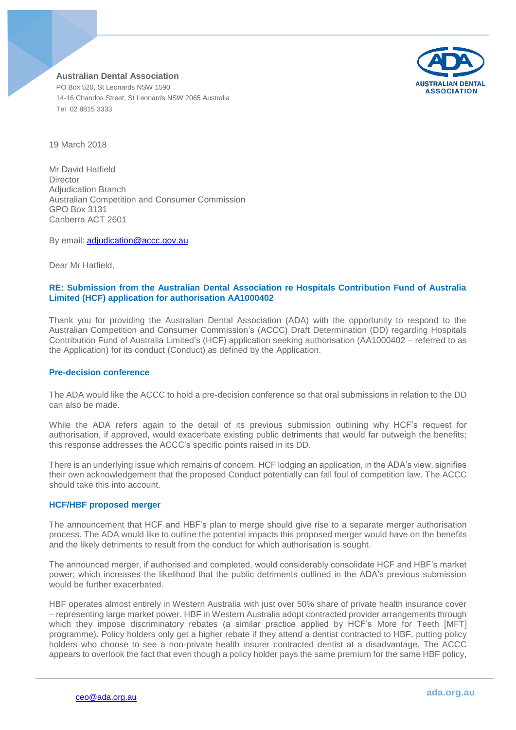**Australian Dental Association**
PO Box 520, St Leonards NSW 1590
14-16 Chandos Street, St Leonards NSW 2065 Australia
Tel 02 8815 3333

AUSTRALIAN DENTAL ASSOCIATION

19 March 2018

Mr David Hatfield
Director
Adjudication Branch
Australian Competition and Consumer Commission
GPO Box 3131
Canberra ACT 2601

By email: adjudication@accc.gov.au

Dear Mr Hatfield,

## RE: Submission from the Australian Dental Association re Hospitals Contribution Fund of Australia Limited (HCF) application for authorisation AA1000402

Thank you for providing the Australian Dental Association (ADA) with the opportunity to respond to the Australian Competition and Consumer Commission's (ACCC) Draft Determination (DD) regarding Hospitals Contribution Fund of Australia Limited's (HCF) application seeking authorisation (AA1000402 – referred to as the Application) for its conduct (Conduct) as defined by the Application.

### Pre-decision conference

The ADA would like the ACCC to hold a pre-decision conference so that oral submissions in relation to the DD can also be made.

While the ADA refers again to the detail of its previous submission outlining why HCF's request for authorisation, if approved, would exacerbate existing public detriments that would far outweigh the benefits; this response addresses the ACCC's specific points raised in its DD.

There is an underlying issue which remains of concern. HCF lodging an application, in the ADA's view, signifies their own acknowledgement that the proposed Conduct potentially can fall foul of competition law. The ACCC should take this into account.

### HCF/HBF proposed merger

The announcement that HCF and HBF's plan to merge should give rise to a separate merger authorisation process. The ADA would like to outline the potential impacts this proposed merger would have on the benefits and the likely detriments to result from the conduct for which authorisation is sought.

The announced merger, if authorised and completed, would considerably consolidate HCF and HBF's market power; which increases the likelihood that the public detriments outlined in the ADA's previous submission would be further exacerbated.

HBF operates almost entirely in Western Australia with just over 50% share of private health insurance cover – representing large market power. HBF in Western Australia adopt contracted provider arrangements through which they impose discriminatory rebates (a similar practice applied by HCF's More for Teeth [MFT] programme). Policy holders only get a higher rebate if they attend a dentist contracted to HBF, putting policy holders who choose to see a non-private health insurer contracted dentist at a disadvantage. The ACCC appears to overlook the fact that even though a policy holder pays the same premium for the same HBF policy,

ceo@ada.org.au

ada.org.au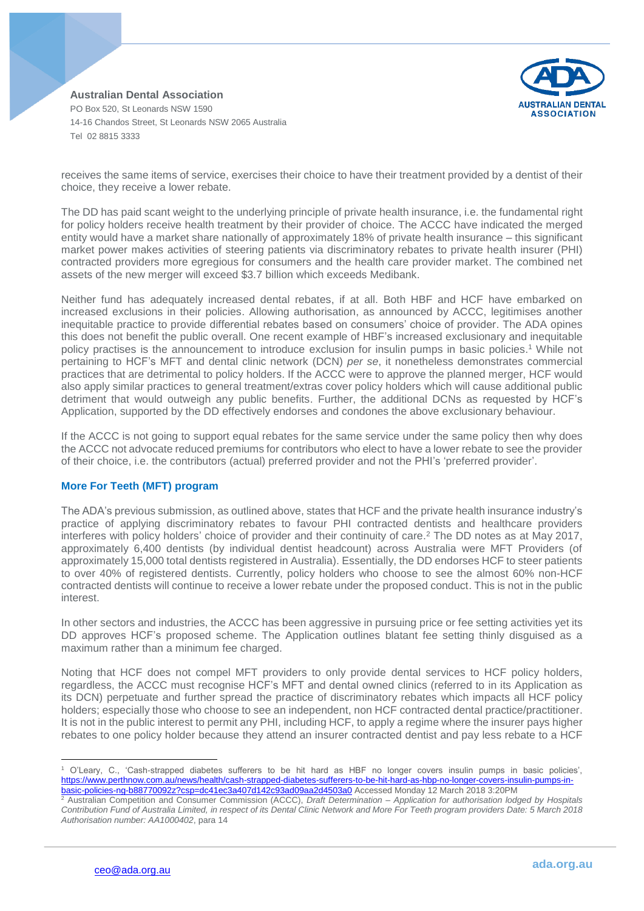receives the same items of service, exercises their choice to have their treatment provided by a dentist of their choice, they receive a lower rebate.

The DD has paid scant weight to the underlying principle of private health insurance, i.e. the fundamental right for policy holders receive health treatment by their provider of choice. The ACCC have indicated the merged entity would have a market share nationally of approximately 18% of private health insurance – this significant market power makes activities of steering patients via discriminatory rebates to private health insurer (PHI) contracted providers more egregious for consumers and the health care provider market. The combined net assets of the new merger will exceed $3.7 billion which exceeds Medibank.

Neither fund has adequately increased dental rebates, if at all. Both HBF and HCF have embarked on increased exclusions in their policies. Allowing authorisation, as announced by ACCC, legitimises another inequitable practice to provide differential rebates based on consumers' choice of provider. The ADA opines this does not benefit the public overall. One recent example of HBF's increased exclusionary and inequitable policy practises is the announcement to introduce exclusion for insulin pumps in basic policies.[1] While not pertaining to HCF's MFT and dental clinic network (DCN) *per se*, it nonetheless demonstrates commercial practices that are detrimental to policy holders. If the ACCC were to approve the planned merger, HCF would also apply similar practices to general treatment/extras cover policy holders which will cause additional public detriment that would outweigh any public benefits. Further, the additional DCNs as requested by HCF's Application, supported by the DD effectively endorses and condones the above exclusionary behaviour.

If the ACCC is not going to support equal rebates for the same service under the same policy then why does the ACCC not advocate reduced premiums for contributors who elect to have a lower rebate to see the provider of their choice, i.e. the contributors (actual) preferred provider and not the PHI's 'preferred provider'.

## More For Teeth (MFT) program

The ADA's previous submission, as outlined above, states that HCF and the private health insurance industry's practice of applying discriminatory rebates to favour PHI contracted dentists and healthcare providers interferes with policy holders' choice of provider and their continuity of care.[2] The DD notes as at May 2017, approximately 6,400 dentists (by individual dentist headcount) across Australia were MFT Providers (of approximately 15,000 total dentists registered in Australia). Essentially, the DD endorses HCF to steer patients to over 40% of registered dentists. Currently, policy holders who choose to see the almost 60% non-HCF contracted dentists will continue to receive a lower rebate under the proposed conduct. This is not in the public interest.

In other sectors and industries, the ACCC has been aggressive in pursuing price or fee setting activities yet its DD approves HCF's proposed scheme. The Application outlines blatant fee setting thinly disguised as a maximum rather than a minimum fee charged.

Noting that HCF does not compel MFT providers to only provide dental services to HCF policy holders, regardless, the ACCC must recognise HCF's MFT and dental owned clinics (referred to in its Application as its DCN) perpetuate and further spread the practice of discriminatory rebates which impacts all HCF policy holders; especially those who choose to see an independent, non HCF contracted dental practice/practitioner. It is not in the public interest to permit any PHI, including HCF, to apply a regime where the insurer pays higher rebates to one policy holder because they attend an insurer contracted dentist and pay less rebate to a HCF

---

[1] O'Leary, C., 'Cash-strapped diabetes sufferers to be hit hard as HBF no longer covers insulin pumps in basic policies', https://www.perthnow.com.au/news/health/cash-strapped-diabetes-sufferers-to-be-hit-hard-as-hbp-no-longer-covers-insulin-pumps-in-basic-policies-ng-b88770092z?csp=dc41ec3a407d142c93ad09aa2d4503a0 Accessed Monday 12 March 2018 3:20PM

[2] Australian Competition and Consumer Commission (ACCC), *Draft Determination – Application for authorisation lodged by Hospitals Contribution Fund of Australia Limited, in respect of its Dental Clinic Network and More For Teeth program providers Date: 5 March 2018 Authorisation number: AA1000402*, para 14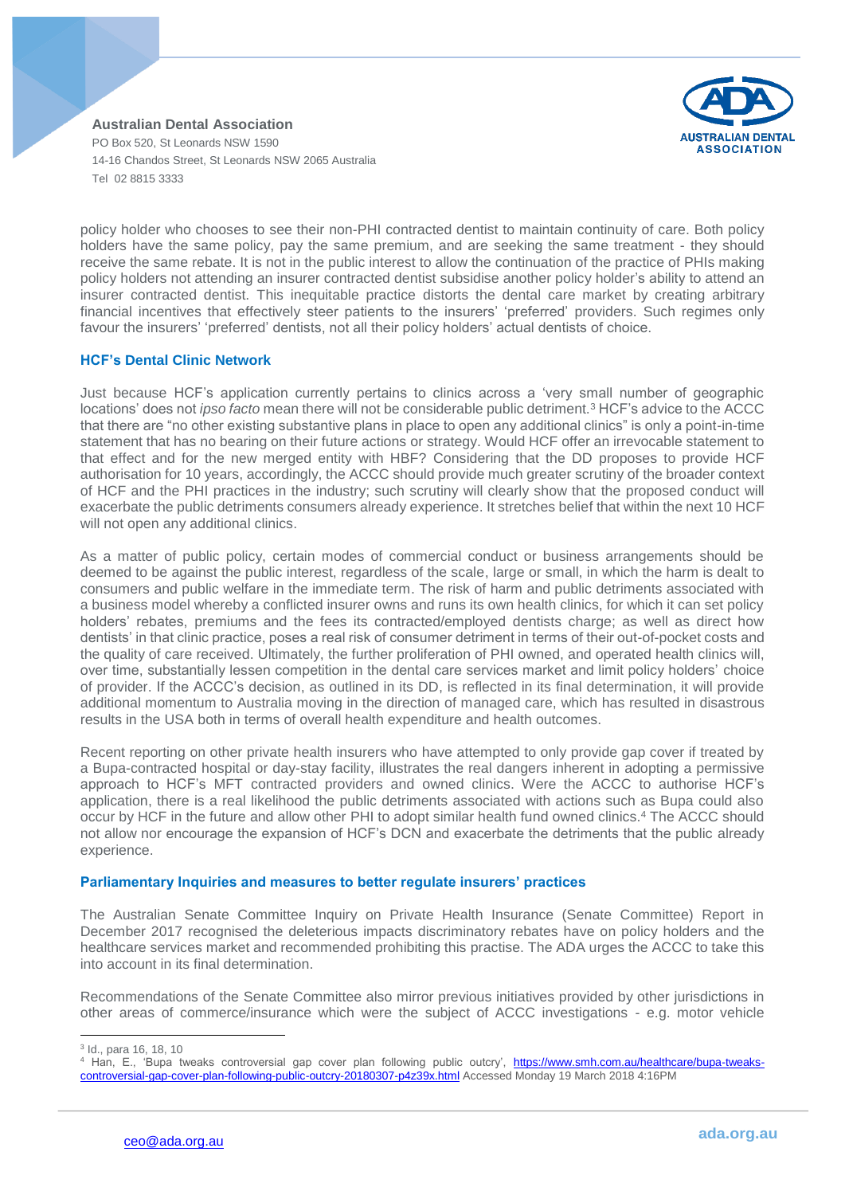policy holder who chooses to see their non-PHI contracted dentist to maintain continuity of care. Both policy holders have the same policy, pay the same premium, and are seeking the same treatment - they should receive the same rebate. It is not in the public interest to allow the continuation of the practice of PHIs making policy holders not attending an insurer contracted dentist subsidise another policy holder's ability to attend an insurer contracted dentist. This inequitable practice distorts the dental care market by creating arbitrary financial incentives that effectively steer patients to the insurers' 'preferred' providers. Such regimes only favour the insurers' 'preferred' dentists, not all their policy holders' actual dentists of choice.

### HCF's Dental Clinic Network

Just because HCF's application currently pertains to clinics across a 'very small number of geographic locations' does not *ipso facto* mean there will not be considerable public detriment.[3] HCF's advice to the ACCC that there are "no other existing substantive plans in place to open any additional clinics" is only a point-in-time statement that has no bearing on their future actions or strategy. Would HCF offer an irrevocable statement to that effect and for the new merged entity with HBF? Considering that the DD proposes to provide HCF authorisation for 10 years, accordingly, the ACCC should provide much greater scrutiny of the broader context of HCF and the PHI practices in the industry; such scrutiny will clearly show that the proposed conduct will exacerbate the public detriments consumers already experience. It stretches belief that within the next 10 HCF will not open any additional clinics.

As a matter of public policy, certain modes of commercial conduct or business arrangements should be deemed to be against the public interest, regardless of the scale, large or small, in which the harm is dealt to consumers and public welfare in the immediate term. The risk of harm and public detriments associated with a business model whereby a conflicted insurer owns and runs its own health clinics, for which it can set policy holders' rebates, premiums and the fees its contracted/employed dentists charge; as well as direct how dentists' in that clinic practice, poses a real risk of consumer detriment in terms of their out-of-pocket costs and the quality of care received. Ultimately, the further proliferation of PHI owned, and operated health clinics will, over time, substantially lessen competition in the dental care services market and limit policy holders' choice of provider. If the ACCC's decision, as outlined in its DD, is reflected in its final determination, it will provide additional momentum to Australia moving in the direction of managed care, which has resulted in disastrous results in the USA both in terms of overall health expenditure and health outcomes.

Recent reporting on other private health insurers who have attempted to only provide gap cover if treated by a Bupa-contracted hospital or day-stay facility, illustrates the real dangers inherent in adopting a permissive approach to HCF's MFT contracted providers and owned clinics. Were the ACCC to authorise HCF's application, there is a real likelihood the public detriments associated with actions such as Bupa could also occur by HCF in the future and allow other PHI to adopt similar health fund owned clinics.[4] The ACCC should not allow nor encourage the expansion of HCF's DCN and exacerbate the detriments that the public already experience.

### Parliamentary Inquiries and measures to better regulate insurers' practices

The Australian Senate Committee Inquiry on Private Health Insurance (Senate Committee) Report in December 2017 recognised the deleterious impacts discriminatory rebates have on policy holders and the healthcare services market and recommended prohibiting this practise. The ADA urges the ACCC to take this into account in its final determination.

Recommendations of the Senate Committee also mirror previous initiatives provided by other jurisdictions in other areas of commerce/insurance which were the subject of ACCC investigations - e.g. motor vehicle

---

[3] Id., para 16, 18, 10

[4] Han, E., 'Bupa tweaks controversial gap cover plan following public outcry', https://www.smh.com.au/healthcare/bupa-tweaks-controversial-gap-cover-plan-following-public-outcry-20180307-p4z39x.html Accessed Monday 19 March 2018 4:16PM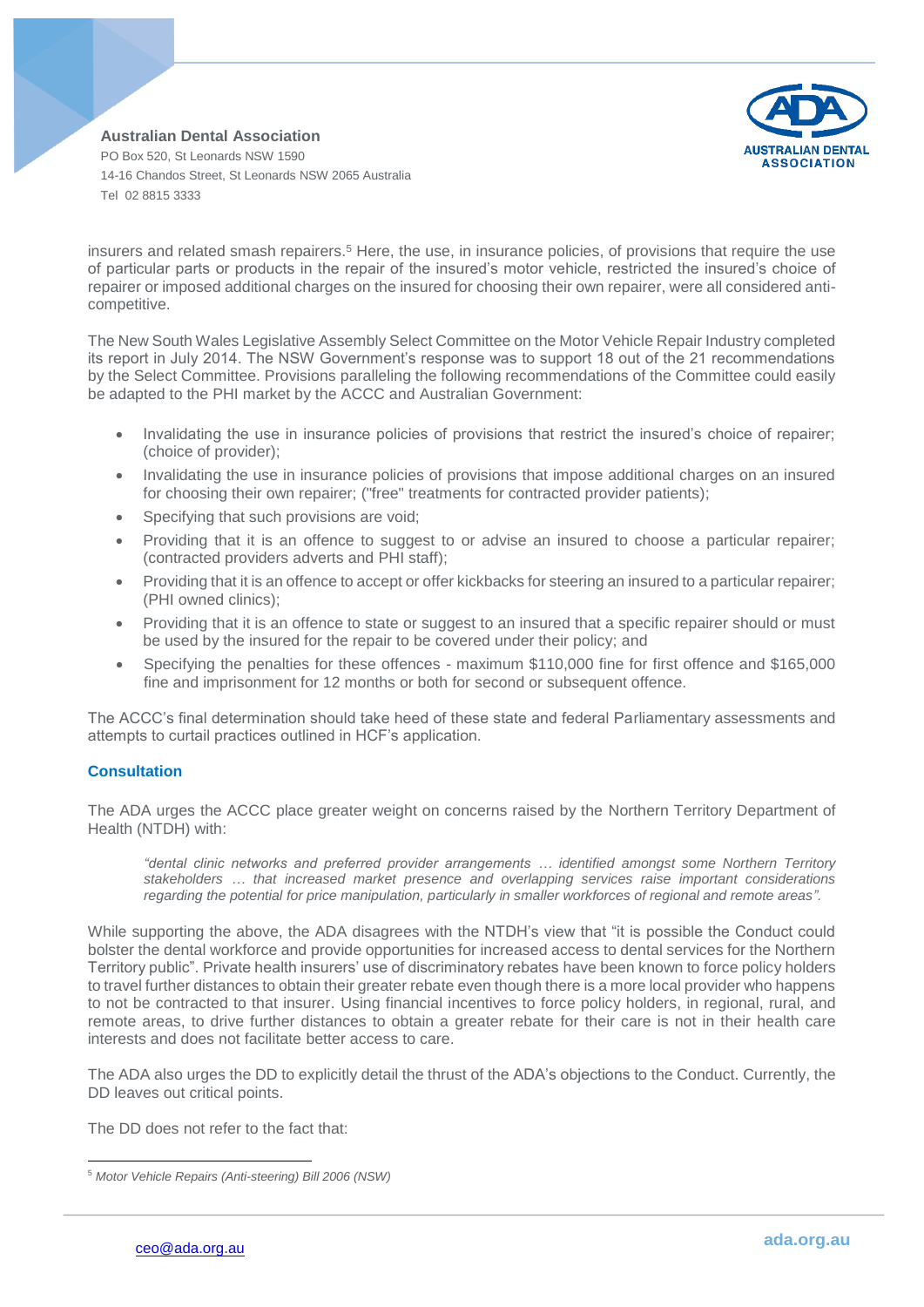insurers and related smash repairers.[5] Here, the use, in insurance policies, of provisions that require the use of particular parts or products in the repair of the insured's motor vehicle, restricted the insured's choice of repairer or imposed additional charges on the insured for choosing their own repairer, were all considered anti-competitive.

The New South Wales Legislative Assembly Select Committee on the Motor Vehicle Repair Industry completed its report in July 2014. The NSW Government's response was to support 18 out of the 21 recommendations by the Select Committee. Provisions paralleling the following recommendations of the Committee could easily be adapted to the PHI market by the ACCC and Australian Government:

- Invalidating the use in insurance policies of provisions that restrict the insured's choice of repairer; (choice of provider);
- Invalidating the use in insurance policies of provisions that impose additional charges on an insured for choosing their own repairer; ("free" treatments for contracted provider patients);
- Specifying that such provisions are void;
- Providing that it is an offence to suggest to or advise an insured to choose a particular repairer; (contracted providers adverts and PHI staff);
- Providing that it is an offence to accept or offer kickbacks for steering an insured to a particular repairer; (PHI owned clinics);
- Providing that it is an offence to state or suggest to an insured that a specific repairer should or must be used by the insured for the repair to be covered under their policy; and
- Specifying the penalties for these offences - maximum $110,000 fine for first offence and $165,000 fine and imprisonment for 12 months or both for second or subsequent offence.

The ACCC's final determination should take heed of these state and federal Parliamentary assessments and attempts to curtail practices outlined in HCF's application.

### Consultation

The ADA urges the ACCC place greater weight on concerns raised by the Northern Territory Department of Health (NTDH) with:

> *"dental clinic networks and preferred provider arrangements … identified amongst some Northern Territory stakeholders … that increased market presence and overlapping services raise important considerations regarding the potential for price manipulation, particularly in smaller workforces of regional and remote areas".*

While supporting the above, the ADA disagrees with the NTDH's view that "it is possible the Conduct could bolster the dental workforce and provide opportunities for increased access to dental services for the Northern Territory public". Private health insurers' use of discriminatory rebates have been known to force policy holders to travel further distances to obtain their greater rebate even though there is a more local provider who happens to not be contracted to that insurer. Using financial incentives to force policy holders, in regional, rural, and remote areas, to drive further distances to obtain a greater rebate for their care is not in their health care interests and does not facilitate better access to care.

The ADA also urges the DD to explicitly detail the thrust of the ADA's objections to the Conduct. Currently, the DD leaves out critical points.

The DD does not refer to the fact that:

---

[5] *Motor Vehicle Repairs (Anti-steering) Bill 2006 (NSW)*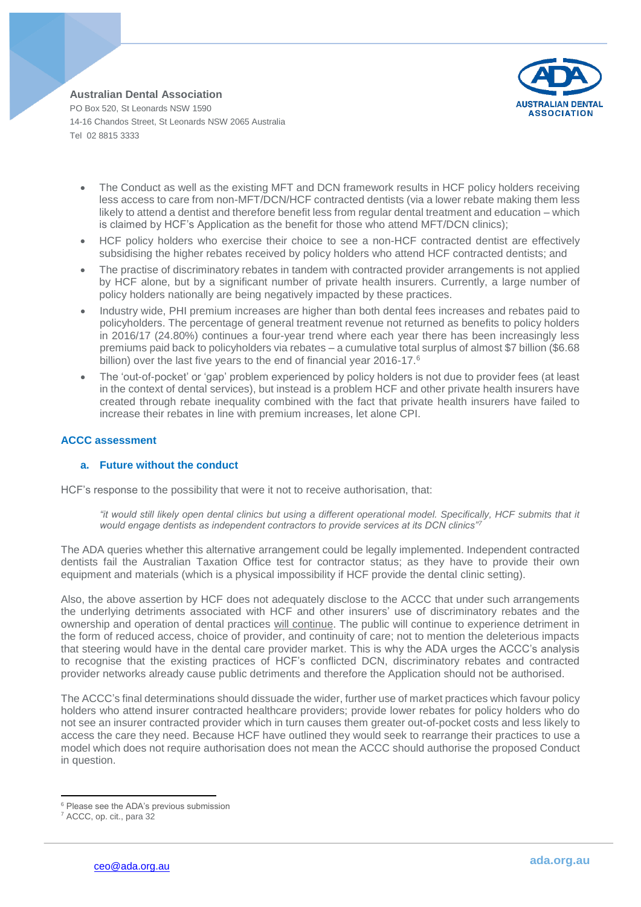- The Conduct as well as the existing MFT and DCN framework results in HCF policy holders receiving less access to care from non-MFT/DCN/HCF contracted dentists (via a lower rebate making them less likely to attend a dentist and therefore benefit less from regular dental treatment and education – which is claimed by HCF's Application as the benefit for those who attend MFT/DCN clinics);
- HCF policy holders who exercise their choice to see a non-HCF contracted dentist are effectively subsidising the higher rebates received by policy holders who attend HCF contracted dentists; and
- The practise of discriminatory rebates in tandem with contracted provider arrangements is not applied by HCF alone, but by a significant number of private health insurers. Currently, a large number of policy holders nationally are being negatively impacted by these practices.
- Industry wide, PHI premium increases are higher than both dental fees increases and rebates paid to policyholders. The percentage of general treatment revenue not returned as benefits to policy holders in 2016/17 (24.80%) continues a four-year trend where each year there has been increasingly less premiums paid back to policyholders via rebates – a cumulative total surplus of almost $7 billion ($6.68 billion) over the last five years to the end of financial year 2016-17.[6]
- The 'out-of-pocket' or 'gap' problem experienced by policy holders is not due to provider fees (at least in the context of dental services), but instead is a problem HCF and other private health insurers have created through rebate inequality combined with the fact that private health insurers have failed to increase their rebates in line with premium increases, let alone CPI.

## ACCC assessment

### a. Future without the conduct

HCF's response to the possibility that were it not to receive authorisation, that:

> *"it would still likely open dental clinics but using a different operational model. Specifically, HCF submits that it would engage dentists as independent contractors to provide services at its DCN clinics"*[7]

The ADA queries whether this alternative arrangement could be legally implemented. Independent contracted dentists fail the Australian Taxation Office test for contractor status; as they have to provide their own equipment and materials (which is a physical impossibility if HCF provide the dental clinic setting).

Also, the above assertion by HCF does not adequately disclose to the ACCC that under such arrangements the underlying detriments associated with HCF and other insurers' use of discriminatory rebates and the ownership and operation of dental practices <u>will continue</u>. The public will continue to experience detriment in the form of reduced access, choice of provider, and continuity of care; not to mention the deleterious impacts that steering would have in the dental care provider market. This is why the ADA urges the ACCC's analysis to recognise that the existing practices of HCF's conflicted DCN, discriminatory rebates and contracted provider networks already cause public detriments and therefore the Application should not be authorised.

The ACCC's final determinations should dissuade the wider, further use of market practices which favour policy holders who attend insurer contracted healthcare providers; provide lower rebates for policy holders who do not see an insurer contracted provider which in turn causes them greater out-of-pocket costs and less likely to access the care they need. Because HCF have outlined they would seek to rearrange their practices to use a model which does not require authorisation does not mean the ACCC should authorise the proposed Conduct in question.

---

[6] Please see the ADA's previous submission

[7] ACCC, op. cit., para 32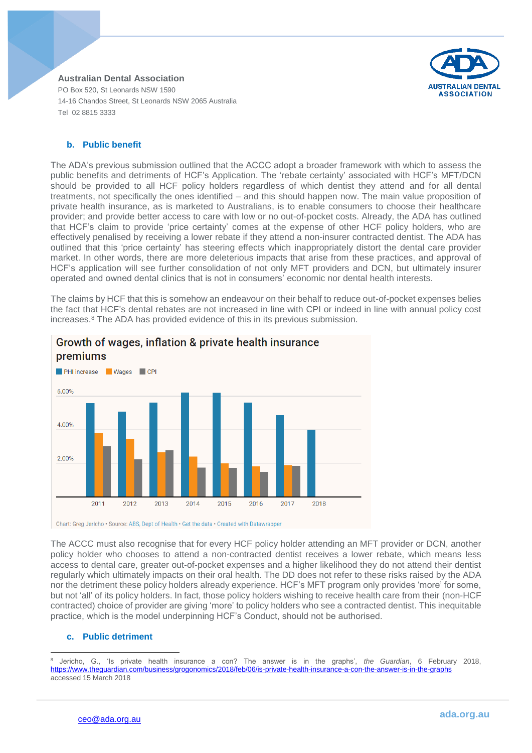### b. Public benefit

The ADA's previous submission outlined that the ACCC adopt a broader framework with which to assess the public benefits and detriments of HCF's Application. The 'rebate certainty' associated with HCF's MFT/DCN should be provided to all HCF policy holders regardless of which dentist they attend and for all dental treatments, not specifically the ones identified – and this should happen now. The main value proposition of private health insurance, as is marketed to Australians, is to enable consumers to choose their healthcare provider; and provide better access to care with low or no out-of-pocket costs. Already, the ADA has outlined that HCF's claim to provide 'price certainty' comes at the expense of other HCF policy holders, who are effectively penalised by receiving a lower rebate if they attend a non-insurer contracted dentist. The ADA has outlined that this 'price certainty' has steering effects which inappropriately distort the dental care provider market. In other words, there are more deleterious impacts that arise from these practices, and approval of HCF's application will see further consolidation of not only MFT providers and DCN, but ultimately insurer operated and owned dental clinics that is not in consumers' economic nor dental health interests.

The claims by HCF that this is somehow an endeavour on their behalf to reduce out-of-pocket expenses belies the fact that HCF's dental rebates are not increased in line with CPI or indeed in line with annual policy cost increases.[8] The ADA has provided evidence of this in its previous submission.

**Growth of wages, inflation & private health insurance premiums**

Chart: Greg Jericho • Source: ABS, Dept of Health • Get the data • Created with Datawrapper

The ACCC must also recognise that for every HCF policy holder attending an MFT provider or DCN, another policy holder who chooses to attend a non-contracted dentist receives a lower rebate, which means less access to dental care, greater out-of-pocket expenses and a higher likelihood they do not attend their dentist regularly which ultimately impacts on their oral health. The DD does not refer to these risks raised by the ADA nor the detriment these policy holders already experience. HCF's MFT program only provides 'more' for some, but not 'all' of its policy holders. In fact, those policy holders wishing to receive health care from their (non-HCF contracted) choice of provider are giving 'more' to policy holders who see a contracted dentist. This inequitable practice, which is the model underpinning HCF's Conduct, should not be authorised.

### c. Public detriment

[8] Jericho, G., 'Is private health insurance a con? The answer is in the graphs', *the Guardian*, 6 February 2018, https://www.theguardian.com/business/grogonomics/2018/feb/06/is-private-health-insurance-a-con-the-answer-is-in-the-graphs accessed 15 March 2018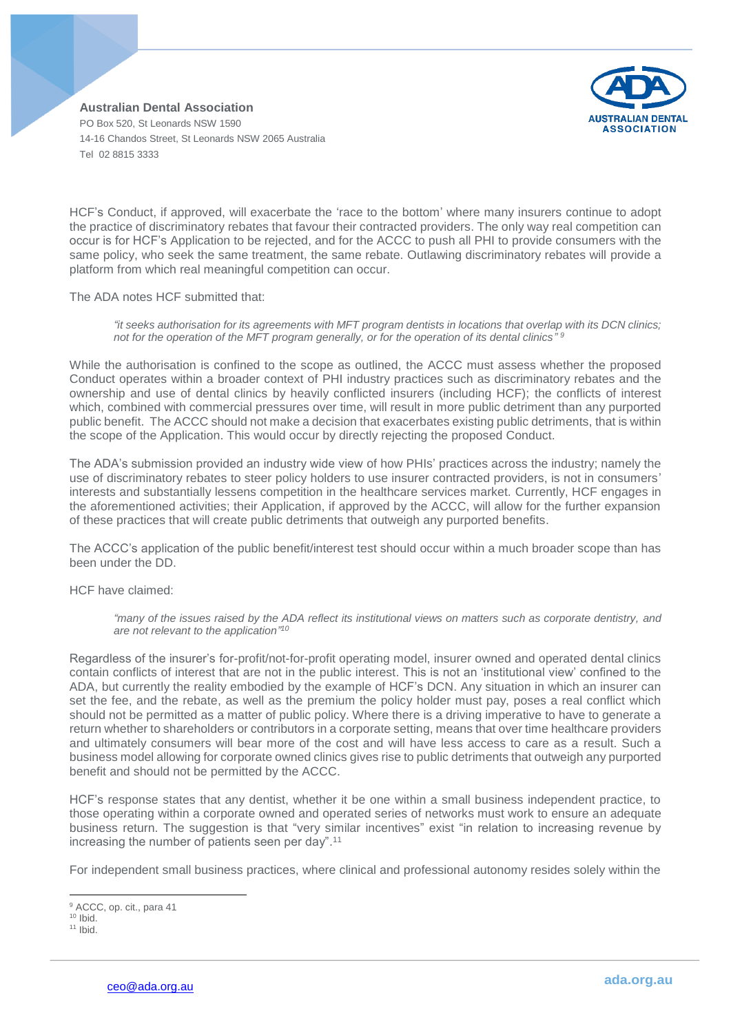HCF's Conduct, if approved, will exacerbate the 'race to the bottom' where many insurers continue to adopt the practice of discriminatory rebates that favour their contracted providers. The only way real competition can occur is for HCF's Application to be rejected, and for the ACCC to push all PHI to provide consumers with the same policy, who seek the same treatment, the same rebate. Outlawing discriminatory rebates will provide a platform from which real meaningful competition can occur.

The ADA notes HCF submitted that:

> *"it seeks authorisation for its agreements with MFT program dentists in locations that overlap with its DCN clinics; not for the operation of the MFT program generally, or for the operation of its dental clinics"* [9]

While the authorisation is confined to the scope as outlined, the ACCC must assess whether the proposed Conduct operates within a broader context of PHI industry practices such as discriminatory rebates and the ownership and use of dental clinics by heavily conflicted insurers (including HCF); the conflicts of interest which, combined with commercial pressures over time, will result in more public detriment than any purported public benefit. The ACCC should not make a decision that exacerbates existing public detriments, that is within the scope of the Application. This would occur by directly rejecting the proposed Conduct.

The ADA's submission provided an industry wide view of how PHIs' practices across the industry; namely the use of discriminatory rebates to steer policy holders to use insurer contracted providers, is not in consumers' interests and substantially lessens competition in the healthcare services market. Currently, HCF engages in the aforementioned activities; their Application, if approved by the ACCC, will allow for the further expansion of these practices that will create public detriments that outweigh any purported benefits.

The ACCC's application of the public benefit/interest test should occur within a much broader scope than has been under the DD.

HCF have claimed:

> *"many of the issues raised by the ADA reflect its institutional views on matters such as corporate dentistry, and are not relevant to the application"* [10]

Regardless of the insurer's for-profit/not-for-profit operating model, insurer owned and operated dental clinics contain conflicts of interest that are not in the public interest. This is not an 'institutional view' confined to the ADA, but currently the reality embodied by the example of HCF's DCN. Any situation in which an insurer can set the fee, and the rebate, as well as the premium the policy holder must pay, poses a real conflict which should not be permitted as a matter of public policy. Where there is a driving imperative to have to generate a return whether to shareholders or contributors in a corporate setting, means that over time healthcare providers and ultimately consumers will bear more of the cost and will have less access to care as a result. Such a business model allowing for corporate owned clinics gives rise to public detriments that outweigh any purported benefit and should not be permitted by the ACCC.

HCF's response states that any dentist, whether it be one within a small business independent practice, to those operating within a corporate owned and operated series of networks must work to ensure an adequate business return. The suggestion is that "very similar incentives" exist "in relation to increasing revenue by increasing the number of patients seen per day".[11]

For independent small business practices, where clinical and professional autonomy resides solely within the

---

[9] ACCC, op. cit., para 41
[10] Ibid.
[11] Ibid.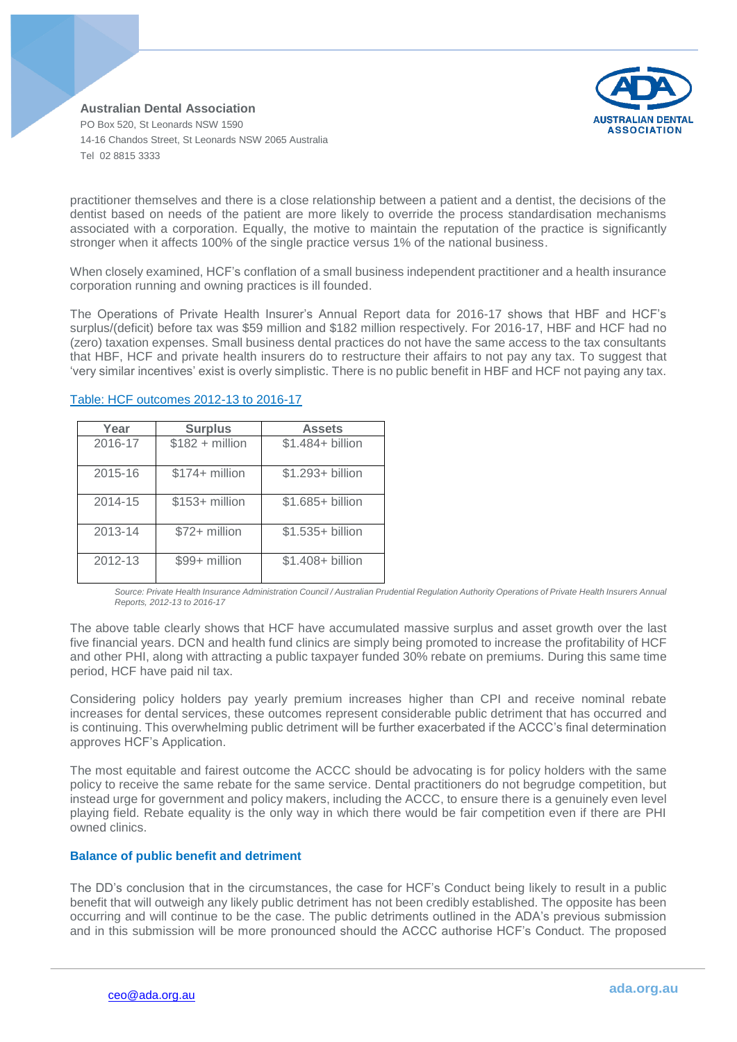practitioner themselves and there is a close relationship between a patient and a dentist, the decisions of the dentist based on needs of the patient are more likely to override the process standardisation mechanisms associated with a corporation. Equally, the motive to maintain the reputation of the practice is significantly stronger when it affects 100% of the single practice versus 1% of the national business.

When closely examined, HCF's conflation of a small business independent practitioner and a health insurance corporation running and owning practices is ill founded.

The Operations of Private Health Insurer's Annual Report data for 2016-17 shows that HBF and HCF's surplus/(deficit) before tax was $59 million and $182 million respectively. For 2016-17, HBF and HCF had no (zero) taxation expenses. Small business dental practices do not have the same access to the tax consultants that HBF, HCF and private health insurers do to restructure their affairs to not pay any tax. To suggest that 'very similar incentives' exist is overly simplistic. There is no public benefit in HBF and HCF not paying any tax.

Table: HCF outcomes 2012-13 to 2016-17

| Year | Surplus | Assets |
|---|---|---|
| 2016-17 | $182 + million | $1.484+ billion |
| 2015-16 | $174+ million | $1.293+ billion |
| 2014-15 | $153+ million | $1.685+ billion |
| 2013-14 | $72+ million | $1.535+ billion |
| 2012-13 | $99+ million | $1.408+ billion |

*Source: Private Health Insurance Administration Council / Australian Prudential Regulation Authority Operations of Private Health Insurers Annual Reports, 2012-13 to 2016-17*

The above table clearly shows that HCF have accumulated massive surplus and asset growth over the last five financial years. DCN and health fund clinics are simply being promoted to increase the profitability of HCF and other PHI, along with attracting a public taxpayer funded 30% rebate on premiums. During this same time period, HCF have paid nil tax.

Considering policy holders pay yearly premium increases higher than CPI and receive nominal rebate increases for dental services, these outcomes represent considerable public detriment that has occurred and is continuing. This overwhelming public detriment will be further exacerbated if the ACCC's final determination approves HCF's Application.

The most equitable and fairest outcome the ACCC should be advocating is for policy holders with the same policy to receive the same rebate for the same service. Dental practitioners do not begrudge competition, but instead urge for government and policy makers, including the ACCC, to ensure there is a genuinely even level playing field. Rebate equality is the only way in which there would be fair competition even if there are PHI owned clinics.

### Balance of public benefit and detriment

The DD's conclusion that in the circumstances, the case for HCF's Conduct being likely to result in a public benefit that will outweigh any likely public detriment has not been credibly established. The opposite has been occurring and will continue to be the case. The public detriments outlined in the ADA's previous submission and in this submission will be more pronounced should the ACCC authorise HCF's Conduct. The proposed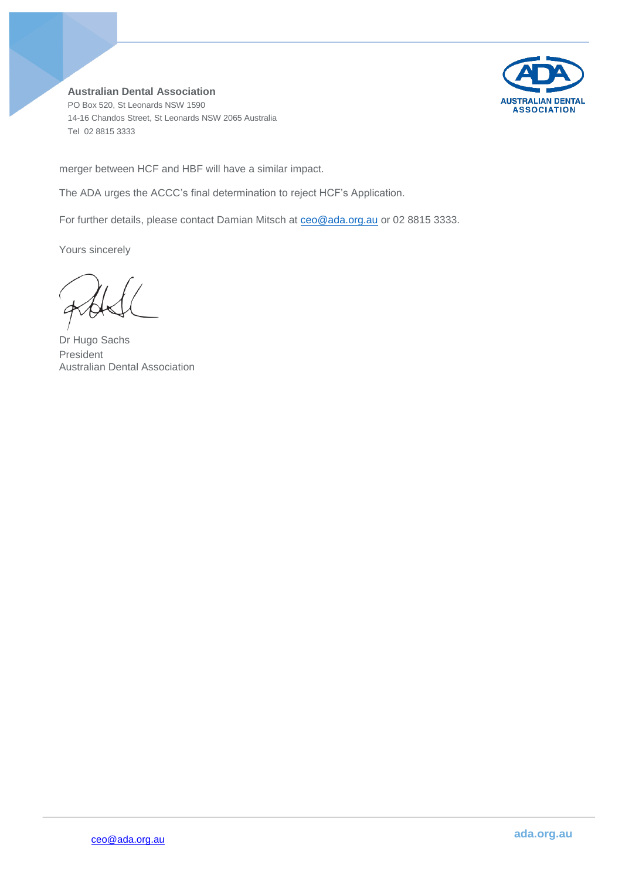merger between HCF and HBF will have a similar impact.

The ADA urges the ACCC's final determination to reject HCF's Application.

For further details, please contact Damian Mitsch at ceo@ada.org.au or 02 8815 3333.

Yours sincerely

Dr Hugo Sachs
President
Australian Dental Association